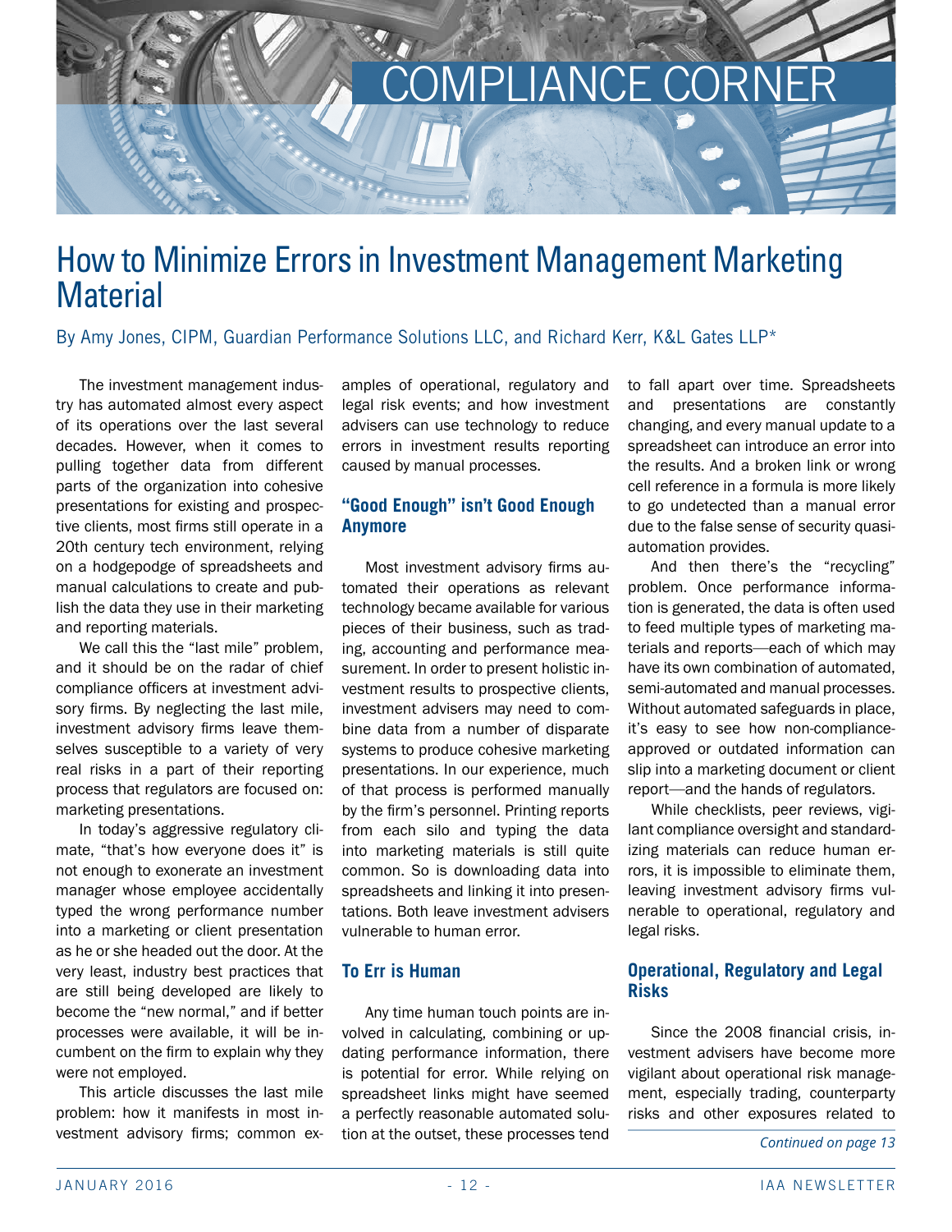# COMPLIANCE CORNER

# How to Minimize Errors in Investment Management Marketing Material

By Amy Jones, CIPM, Guardian Performance Solutions LLC, and Richard Kerr, K&L Gates LLP*

The investment management industry has automated almost every aspect of its operations over the last several decades. However, when it comes to pulling together data from different parts of the organization into cohesive presentations for existing and prospective clients, most firms still operate in a 20th century tech environment, relying on a hodgepodge of spreadsheets and manual calculations to create and publish the data they use in their marketing and reporting materials.

We call this the "last mile" problem, and it should be on the radar of chief compliance officers at investment advisory firms. By neglecting the last mile, investment advisory firms leave themselves susceptible to a variety of very real risks in a part of their reporting process that regulators are focused on: marketing presentations.

In today's aggressive regulatory climate, "that's how everyone does it" is not enough to exonerate an investment manager whose employee accidentally typed the wrong performance number into a marketing or client presentation as he or she headed out the door. At the very least, industry best practices that are still being developed are likely to become the "new normal," and if better processes were available, it will be incumbent on the firm to explain why they were not employed.

This article discusses the last mile problem: how it manifests in most investment advisory firms; common examples of operational, regulatory and legal risk events; and how investment advisers can use technology to reduce errors in investment results reporting caused by manual processes.

## "Good Enough" isn't Good Enough Anymore

Most investment advisory firms automated their operations as relevant technology became available for various pieces of their business, such as trading, accounting and performance measurement. In order to present holistic investment results to prospective clients, investment advisers may need to combine data from a number of disparate systems to produce cohesive marketing presentations. In our experience, much of that process is performed manually by the firm's personnel. Printing reports from each silo and typing the data into marketing materials is still quite common. So is downloading data into spreadsheets and linking it into presentations. Both leave investment advisers vulnerable to human error.

## To Err is Human

Any time human touch points are involved in calculating, combining or updating performance information, there is potential for error. While relying on spreadsheet links might have seemed a perfectly reasonable automated solution at the outset, these processes tend to fall apart over time. Spreadsheets and presentations are constantly changing, and every manual update to a spreadsheet can introduce an error into the results. And a broken link or wrong cell reference in a formula is more likely to go undetected than a manual error due to the false sense of security quasi-automation provides.

And then there's the "recycling" problem. Once performance information is generated, the data is often used to feed multiple types of marketing materials and reports—each of which may have its own combination of automated, semi-automated and manual processes. Without automated safeguards in place, it's easy to see how non-compliance-approved or outdated information can slip into a marketing document or client report—and the hands of regulators.

While checklists, peer reviews, vigilant compliance oversight and standardizing materials can reduce human errors, it is impossible to eliminate them, leaving investment advisory firms vulnerable to operational, regulatory and legal risks.

## Operational, Regulatory and Legal Risks

Since the 2008 financial crisis, investment advisers have become more vigilant about operational risk management, especially trading, counterparty risks and other exposures related to

*Continued on page 13*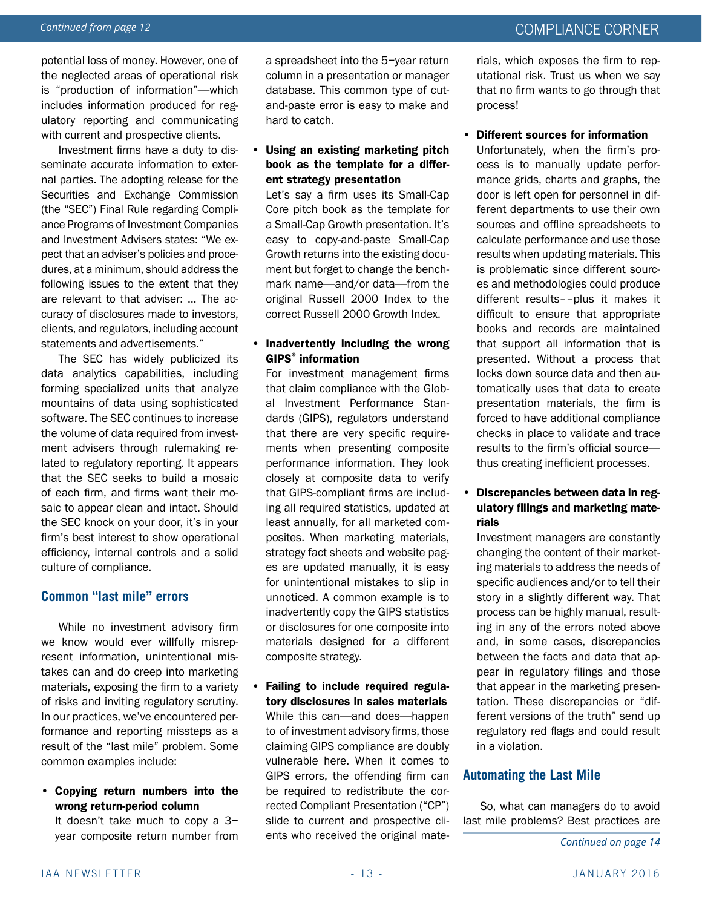*Continued from page 12*

potential loss of money. However, one of the neglected areas of operational risk is "production of information"—which includes information produced for regulatory reporting and communicating with current and prospective clients.

Investment firms have a duty to disseminate accurate information to external parties. The adopting release for the Securities and Exchange Commission (the "SEC") Final Rule regarding Compliance Programs of Investment Companies and Investment Advisers states: "We expect that an adviser's policies and procedures, at a minimum, should address the following issues to the extent that they are relevant to that adviser: ... The accuracy of disclosures made to investors, clients, and regulators, including account statements and advertisements."

The SEC has widely publicized its data analytics capabilities, including forming specialized units that analyze mountains of data using sophisticated software. The SEC continues to increase the volume of data required from investment advisers through rulemaking related to regulatory reporting. It appears that the SEC seeks to build a mosaic of each firm, and firms want their mosaic to appear clean and intact. Should the SEC knock on your door, it's in your firm's best interest to show operational efficiency, internal controls and a solid culture of compliance.

## Common "last mile" errors

While no investment advisory firm we know would ever willfully misrepresent information, unintentional mistakes can and do creep into marketing materials, exposing the firm to a variety of risks and inviting regulatory scrutiny. In our practices, we've encountered performance and reporting missteps as a result of the "last mile" problem. Some common examples include:

- **Copying return numbers into the wrong return-period column**
  It doesn't take much to copy a 3–year composite return number from a spreadsheet into the 5–year return column in a presentation or manager database. This common type of cut-and-paste error is easy to make and hard to catch.

- **Using an existing marketing pitch book as the template for a different strategy presentation**
  Let's say a firm uses its Small-Cap Core pitch book as the template for a Small-Cap Growth presentation. It's easy to copy-and-paste Small-Cap Growth returns into the existing document but forget to change the benchmark name—and/or data—from the original Russell 2000 Index to the correct Russell 2000 Growth Index.

- **Inadvertently including the wrong GIPS® information**
  For investment management firms that claim compliance with the Global Investment Performance Standards (GIPS), regulators understand that there are very specific requirements when presenting composite performance information. They look closely at composite data to verify that GIPS-compliant firms are including all required statistics, updated at least annually, for all marketed composites. When marketing materials, strategy fact sheets and website pages are updated manually, it is easy for unintentional mistakes to slip in unnoticed. A common example is to inadvertently copy the GIPS statistics or disclosures for one composite into materials designed for a different composite strategy.

- **Failing to include required regulatory disclosures in sales materials**
  While this can—and does—happen to of investment advisory firms, those claiming GIPS compliance are doubly vulnerable here. When it comes to GIPS errors, the offending firm can be required to redistribute the corrected Compliant Presentation ("CP") slide to current and prospective clients who received the original materials, which exposes the firm to reputational risk. Trust us when we say that no firm wants to go through that process!

- **Different sources for information**
  Unfortunately, when the firm's process is to manually update performance grids, charts and graphs, the door is left open for personnel in different departments to use their own sources and offline spreadsheets to calculate performance and use those results when updating materials. This is problematic since different sources and methodologies could produce different results––plus it makes it difficult to ensure that appropriate books and records are maintained that support all information that is presented. Without a process that locks down source data and then automatically uses that data to create presentation materials, the firm is forced to have additional compliance checks in place to validate and trace results to the firm's official source—thus creating inefficient processes.

- **Discrepancies between data in regulatory filings and marketing materials**
  Investment managers are constantly changing the content of their marketing materials to address the needs of specific audiences and/or to tell their story in a slightly different way. That process can be highly manual, resulting in any of the errors noted above and, in some cases, discrepancies between the facts and data that appear in regulatory filings and those that appear in the marketing presentation. These discrepancies or "different versions of the truth" send up regulatory red flags and could result in a violation.

## Automating the Last Mile

So, what can managers do to avoid last mile problems? Best practices are

*Continued on page 14*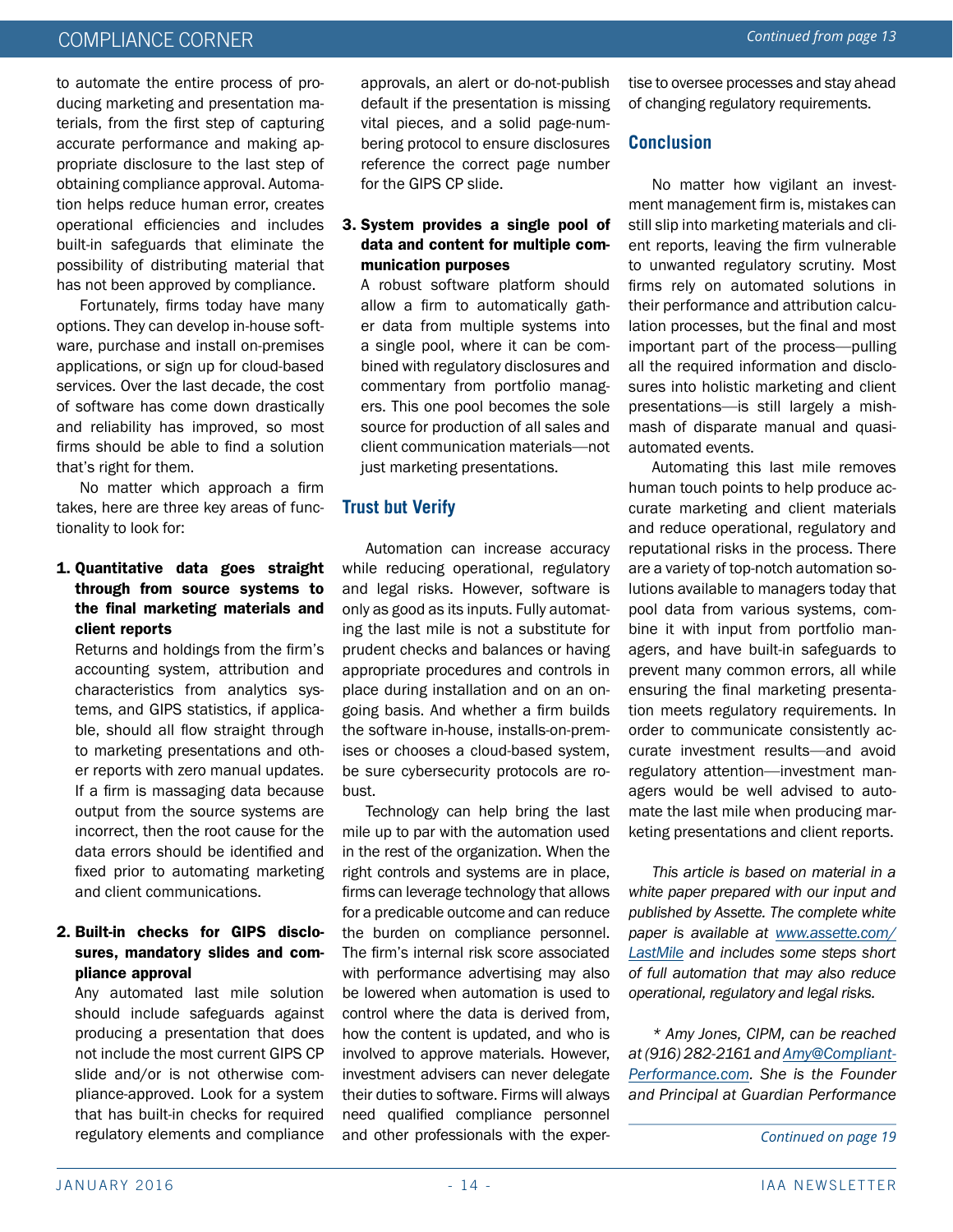to automate the entire process of producing marketing and presentation materials, from the first step of capturing accurate performance and making appropriate disclosure to the last step of obtaining compliance approval. Automation helps reduce human error, creates operational efficiencies and includes built-in safeguards that eliminate the possibility of distributing material that has not been approved by compliance.

Fortunately, firms today have many options. They can develop in-house software, purchase and install on-premises applications, or sign up for cloud-based services. Over the last decade, the cost of software has come down drastically and reliability has improved, so most firms should be able to find a solution that's right for them.

No matter which approach a firm takes, here are three key areas of functionality to look for:

1. **Quantitative data goes straight through from source systems to the final marketing materials and client reports**

   Returns and holdings from the firm's accounting system, attribution and characteristics from analytics systems, and GIPS statistics, if applicable, should all flow straight through to marketing presentations and other reports with zero manual updates. If a firm is massaging data because output from the source systems are incorrect, then the root cause for the data errors should be identified and fixed prior to automating marketing and client communications.

2. **Built-in checks for GIPS disclosures, mandatory slides and compliance approval**

   Any automated last mile solution should include safeguards against producing a presentation that does not include the most current GIPS CP slide and/or is not otherwise compliance-approved. Look for a system that has built-in checks for required regulatory elements and compliance approvals, an alert or do-not-publish default if the presentation is missing vital pieces, and a solid page-numbering protocol to ensure disclosures reference the correct page number for the GIPS CP slide.

3. **System provides a single pool of data and content for multiple communication purposes**

   A robust software platform should allow a firm to automatically gather data from multiple systems into a single pool, where it can be combined with regulatory disclosures and commentary from portfolio managers. This one pool becomes the sole source for production of all sales and client communication materials—not just marketing presentations.

## Trust but Verify

Automation can increase accuracy while reducing operational, regulatory and legal risks. However, software is only as good as its inputs. Fully automating the last mile is not a substitute for prudent checks and balances or having appropriate procedures and controls in place during installation and on an ongoing basis. And whether a firm builds the software in-house, installs-on-premises or chooses a cloud-based system, be sure cybersecurity protocols are robust.

Technology can help bring the last mile up to par with the automation used in the rest of the organization. When the right controls and systems are in place, firms can leverage technology that allows for a predicable outcome and can reduce the burden on compliance personnel. The firm's internal risk score associated with performance advertising may also be lowered when automation is used to control where the data is derived from, how the content is updated, and who is involved to approve materials. However, investment advisers can never delegate their duties to software. Firms will always need qualified compliance personnel and other professionals with the expertise to oversee processes and stay ahead of changing regulatory requirements.

## Conclusion

No matter how vigilant an investment management firm is, mistakes can still slip into marketing materials and client reports, leaving the firm vulnerable to unwanted regulatory scrutiny. Most firms rely on automated solutions in their performance and attribution calculation processes, but the final and most important part of the process—pulling all the required information and disclosures into holistic marketing and client presentations—is still largely a mishmash of disparate manual and quasi-automated events.

Automating this last mile removes human touch points to help produce accurate marketing and client materials and reduce operational, regulatory and reputational risks in the process. There are a variety of top-notch automation solutions available to managers today that pool data from various systems, combine it with input from portfolio managers, and have built-in safeguards to prevent many common errors, all while ensuring the final marketing presentation meets regulatory requirements. In order to communicate consistently accurate investment results—and avoid regulatory attention—investment managers would be well advised to automate the last mile when producing marketing presentations and client reports.

*This article is based on material in a white paper prepared with our input and published by Assette. The complete white paper is available at www.assette.com/LastMile and includes some steps short of full automation that may also reduce operational, regulatory and legal risks.*

*\* Amy Jones, CIPM, can be reached at (916) 282-2161 and Amy@Compliant-Performance.com. She is the Founder and Principal at Guardian Performance*

*Continued on page 19*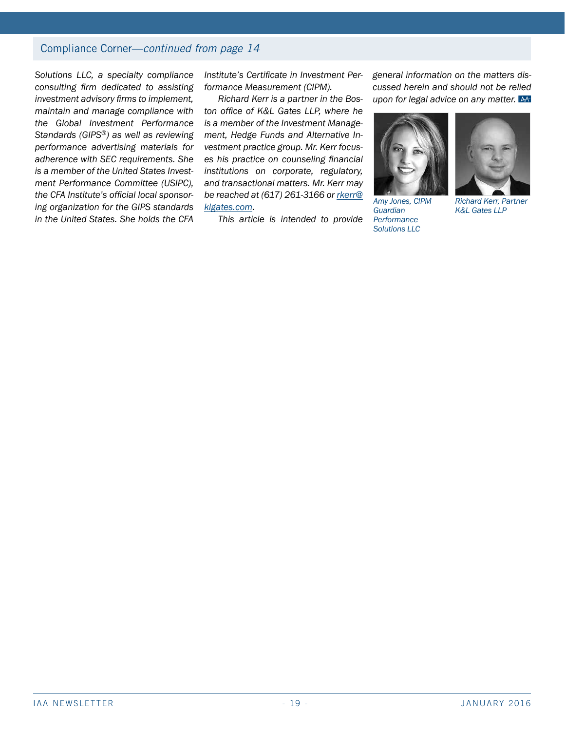## Compliance Corner—*continued from page 14*

*Solutions LLC, a specialty compliance consulting firm dedicated to assisting investment advisory firms to implement, maintain and manage compliance with the Global Investment Performance Standards (GIPS®) as well as reviewing performance advertising materials for adherence with SEC requirements. She is a member of the United States Investment Performance Committee (USIPC), the CFA Institute's official local sponsoring organization for the GIPS standards in the United States. She holds the CFA Institute's Certificate in Investment Performance Measurement (CIPM).*

*Richard Kerr is a partner in the Boston office of K&L Gates LLP, where he is a member of the Investment Management, Hedge Funds and Alternative Investment practice group. Mr. Kerr focuses his practice on counseling financial institutions on corporate, regulatory, and transactional matters. Mr. Kerr may be reached at (617) 261-3166 or rkerr@klgates.com.*

*This article is intended to provide general information on the matters discussed herein and should not be relied upon for legal advice on any matter.* IAA

*Amy Jones, CIPM*
*Guardian Performance Solutions LLC*

*Richard Kerr, Partner*
*K&L Gates LLP*